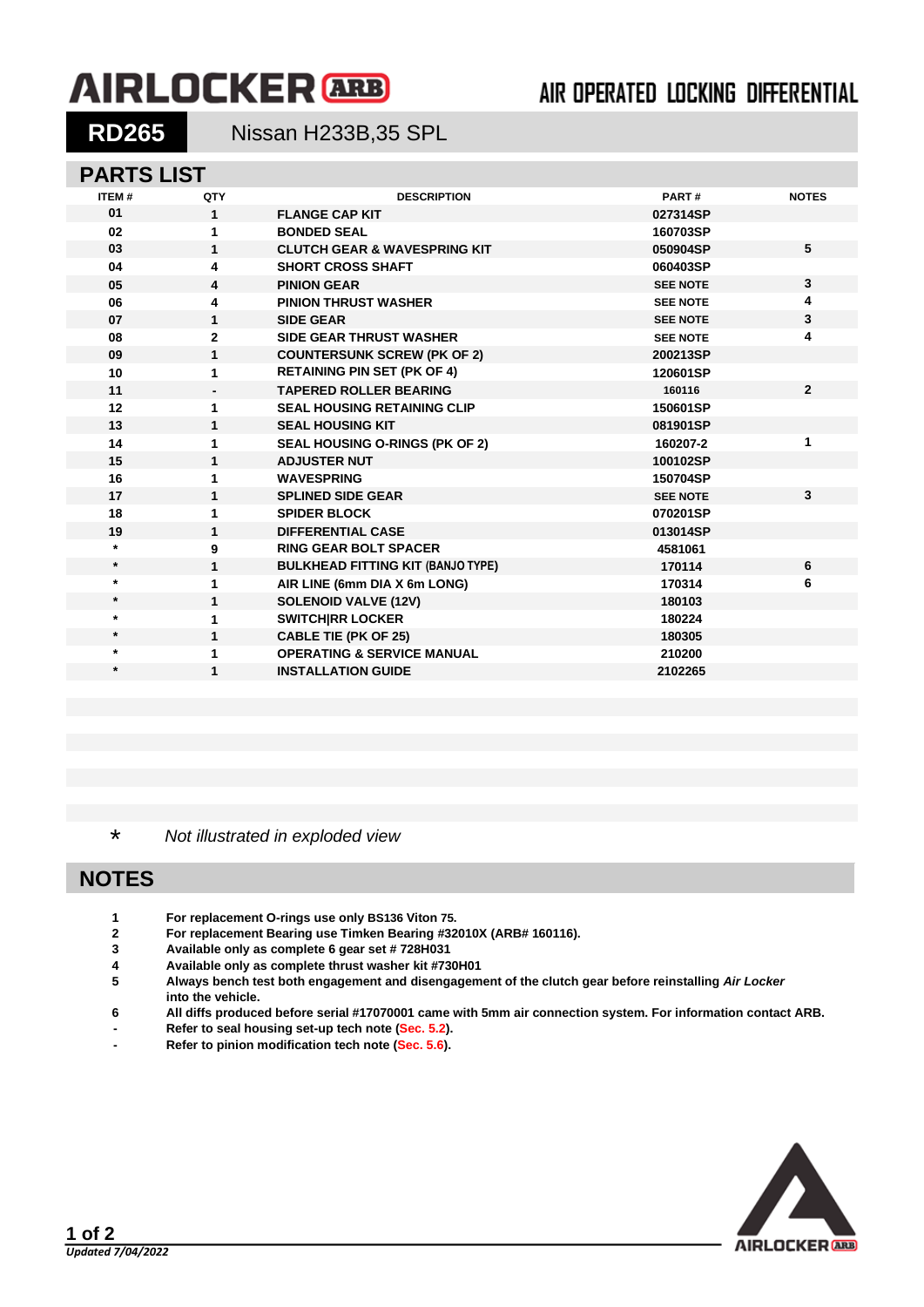# AIRLOCKER ARB

AIR OPERATED LOCKING DIFFERENTIAL

## RD265 — Nissan H233B,35 SPL

## PARTS LIST

| ITEM # | QTY | DESCRIPTION | PART # | NOTES |
|---|---|---|---|---|
| 01 | 1 | FLANGE CAP KIT | 027314SP | |
| 02 | 1 | BONDED SEAL | 160703SP | |
| 03 | 1 | CLUTCH GEAR & WAVESPRING KIT | 050904SP | 5 |
| 04 | 4 | SHORT CROSS SHAFT | 060403SP | |
| 05 | 4 | PINION GEAR | SEE NOTE | 3 |
| 06 | 4 | PINION THRUST WASHER | SEE NOTE | 4 |
| 07 | 1 | SIDE GEAR | SEE NOTE | 3 |
| 08 | 2 | SIDE GEAR THRUST WASHER | SEE NOTE | 4 |
| 09 | 1 | COUNTERSUNK SCREW (PK OF 2) | 200213SP | |
| 10 | 1 | RETAINING PIN SET (PK OF 4) | 120601SP | |
| 11 | - | TAPERED ROLLER BEARING | 160116 | 2 |
| 12 | 1 | SEAL HOUSING RETAINING CLIP | 150601SP | |
| 13 | 1 | SEAL HOUSING KIT | 081901SP | |
| 14 | 1 | SEAL HOUSING O-RINGS (PK OF 2) | 160207-2 | 1 |
| 15 | 1 | ADJUSTER NUT | 100102SP | |
| 16 | 1 | WAVESPRING | 150704SP | |
| 17 | 1 | SPLINED SIDE GEAR | SEE NOTE | 3 |
| 18 | 1 | SPIDER BLOCK | 070201SP | |
| 19 | 1 | DIFFERENTIAL CASE | 013014SP | |
| * | 9 | RING GEAR BOLT SPACER | 4581061 | |
| * | 1 | BULKHEAD FITTING KIT (BANJO TYPE) | 170114 | 6 |
| * | 1 | AIR LINE (6mm DIA X 6m LONG) | 170314 | 6 |
| * | 1 | SOLENOID VALVE (12V) | 180103 | |
| * | 1 | SWITCH\|RR LOCKER | 180224 | |
| * | 1 | CABLE TIE (PK OF 25) | 180305 | |
| * | 1 | OPERATING & SERVICE MANUAL | 210200 | |
| * | 1 | INSTALLATION GUIDE | 2102265 | |

\* *Not illustrated in exploded view*

## NOTES

1. **For replacement O-rings use only BS136 Viton 75.**
2. **For replacement Bearing use Timken Bearing #32010X (ARB# 160116).**
3. **Available only as complete 6 gear set # 728H031**
4. **Available only as complete thrust washer kit #730H01**
5. **Always bench test both engagement and disengagement of the clutch gear before reinstalling *Air Locker* into the vehicle.**
6. **All diffs produced before serial #17070001 came with 5mm air connection system. For information contact ARB.**

- **Refer to seal housing set-up tech note (Sec. 5.2).**
- **Refer to pinion modification tech note (Sec. 5.6).**

*Updated 7/04/2022*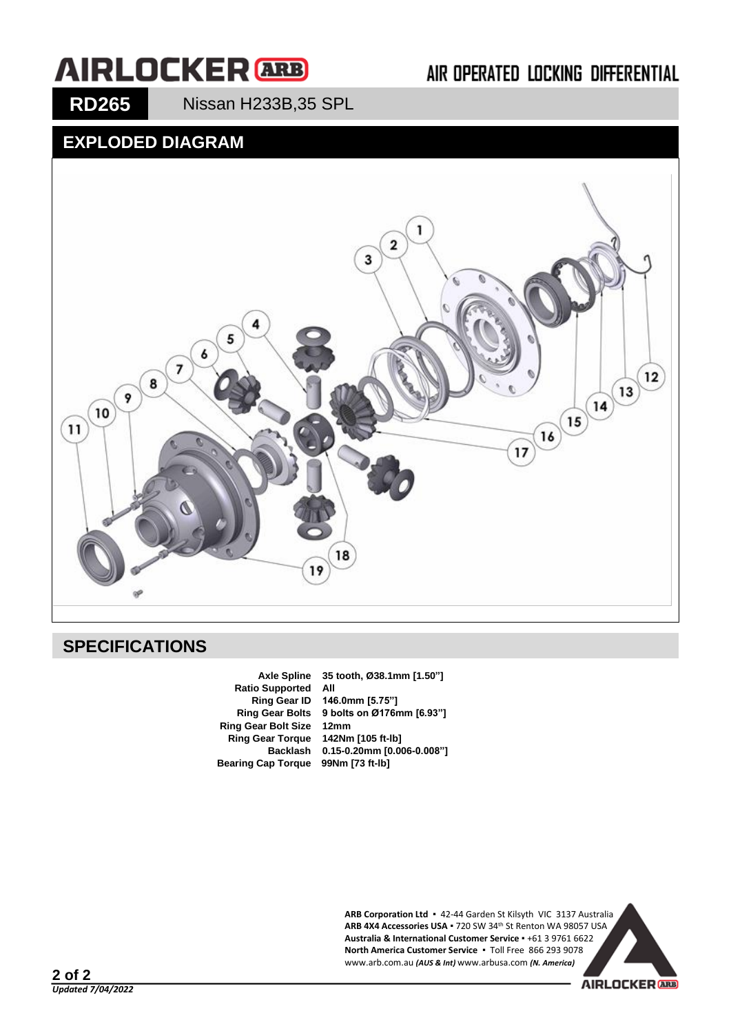# AIRLOCKER ARB

AIR OPERATED LOCKING DIFFERENTIAL

**RD265** Nissan H233B,35 SPL

## EXPLODED DIAGRAM

1
2
3
4
5
6
7
8
9
10
11
12
13
14
15
16
17
18
19

## SPECIFICATIONS

| | |
|---|---|
| **Axle Spline** | **35 tooth, Ø38.1mm [1.50"]** |
| **Ratio Supported** | **All** |
| **Ring Gear ID** | **146.0mm [5.75"]** |
| **Ring Gear Bolts** | **9 bolts on Ø176mm [6.93"]** |
| **Ring Gear Bolt Size** | **12mm** |
| **Ring Gear Torque** | **142Nm [105 ft-lb]** |
| **Backlash** | **0.15-0.20mm [0.006-0.008"]** |
| **Bearing Cap Torque** | **99Nm [73 ft-lb]** |

**ARB Corporation Ltd** ▪ 42-44 Garden St Kilsyth VIC 3137 Australia
**ARB 4X4 Accessories USA** ▪ 720 SW 34th St Renton WA 98057 USA
**Australia & International Customer Service** ▪ +61 3 9761 6622
**North America Customer Service** ▪ Toll Free 866 293 9078
www.arb.com.au ***(AUS & Int)*** www.arbusa.com ***(N. America)***

*Updated 7/04/2022*